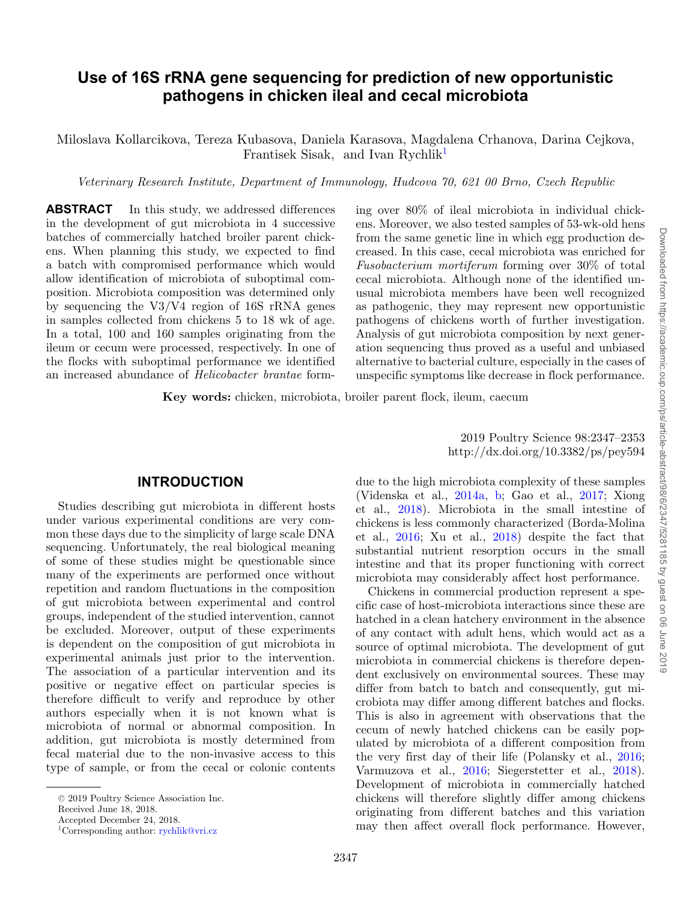# Use of 16S rRNA gene sequencing for prediction of new opportunistic pathogens in chicken ileal and cecal microbiota

Miloslava Kollarcikova, Tereza Kubasova, Daniela Karasova, Magdalena Crhanova, Darina Cejkova, Frantisek Sisak, and Ivan Rychlik[1]

*Veterinary Research Institute, Department of Immunology, Hudcova 70, 621 00 Brno, Czech Republic*

**ABSTRACT** In this study, we addressed differences in the development of gut microbiota in 4 successive batches of commercially hatched broiler parent chickens. When planning this study, we expected to find a batch with compromised performance which would allow identification of microbiota of suboptimal composition. Microbiota composition was determined only by sequencing the V3/V4 region of 16S rRNA genes in samples collected from chickens 5 to 18 wk of age. In a total, 100 and 160 samples originating from the ileum or cecum were processed, respectively. In one of the flocks with suboptimal performance we identified an increased abundance of *Helicobacter brantae* forming over 80% of ileal microbiota in individual chickens. Moreover, we also tested samples of 53-wk-old hens from the same genetic line in which egg production decreased. In this case, cecal microbiota was enriched for *Fusobacterium mortiferum* forming over 30% of total cecal microbiota. Although none of the identified unusual microbiota members have been well recognized as pathogenic, they may represent new opportunistic pathogens of chickens worth of further investigation. Analysis of gut microbiota composition by next generation sequencing thus proved as a useful and unbiased alternative to bacterial culture, especially in the cases of unspecific symptoms like decrease in flock performance.

**Key words:** chicken, microbiota, broiler parent flock, ileum, caecum

2019 Poultry Science 98:2347–2353
http://dx.doi.org/10.3382/ps/pey594

## INTRODUCTION

Studies describing gut microbiota in different hosts under various experimental conditions are very common these days due to the simplicity of large scale DNA sequencing. Unfortunately, the real biological meaning of some of these studies might be questionable since many of the experiments are performed once without repetition and random fluctuations in the composition of gut microbiota between experimental and control groups, independent of the studied intervention, cannot be excluded. Moreover, output of these experiments is dependent on the composition of gut microbiota in experimental animals just prior to the intervention. The association of a particular intervention and its positive or negative effect on particular species is therefore difficult to verify and reproduce by other authors especially when it is not known what is microbiota of normal or abnormal composition. In addition, gut microbiota is mostly determined from fecal material due to the non-invasive access to this type of sample, or from the cecal or colonic contents due to the high microbiota complexity of these samples (Videnska et al., 2014a, b; Gao et al., 2017; Xiong et al., 2018). Microbiota in the small intestine of chickens is less commonly characterized (Borda-Molina et al., 2016; Xu et al., 2018) despite the fact that substantial nutrient resorption occurs in the small intestine and that its proper functioning with correct microbiota may considerably affect host performance.

Chickens in commercial production represent a specific case of host-microbiota interactions since these are hatched in a clean hatchery environment in the absence of any contact with adult hens, which would act as a source of optimal microbiota. The development of gut microbiota in commercial chickens is therefore dependent exclusively on environmental sources. These may differ from batch to batch and consequently, gut microbiota may differ among different batches and flocks. This is also in agreement with observations that the cecum of newly hatched chickens can be easily populated by microbiota of a different composition from the very first day of their life (Polansky et al., 2016; Varmuzova et al., 2016; Siegerstetter et al., 2018). Development of microbiota in commercially hatched chickens will therefore slightly differ among chickens originating from different batches and this variation may then affect overall flock performance. However,

© 2019 Poultry Science Association Inc.
Received June 18, 2018.
Accepted December 24, 2018.
[1]Corresponding author: rychlik@vri.cz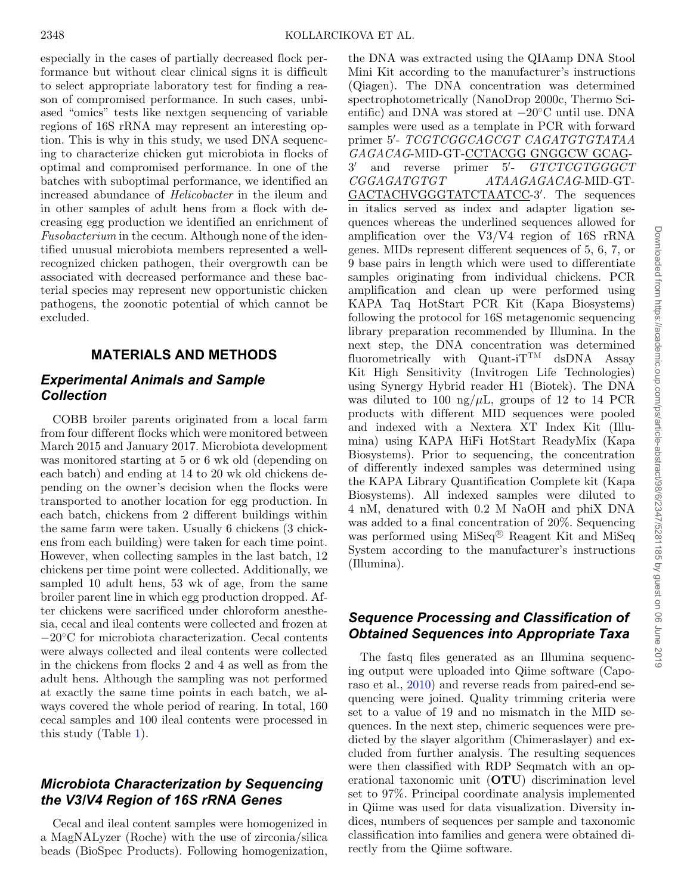especially in the cases of partially decreased flock performance but without clear clinical signs it is difficult to select appropriate laboratory test for finding a reason of compromised performance. In such cases, unbiased "omics" tests like nextgen sequencing of variable regions of 16S rRNA may represent an interesting option. This is why in this study, we used DNA sequencing to characterize chicken gut microbiota in flocks of optimal and compromised performance. In one of the batches with suboptimal performance, we identified an increased abundance of *Helicobacter* in the ileum and in other samples of adult hens from a flock with decreasing egg production we identified an enrichment of *Fusobacterium* in the cecum. Although none of the identified unusual microbiota members represented a well-recognized chicken pathogen, their overgrowth can be associated with decreased performance and these bacterial species may represent new opportunistic chicken pathogens, the zoonotic potential of which cannot be excluded.

## MATERIALS AND METHODS

### *Experimental Animals and Sample Collection*

COBB broiler parents originated from a local farm from four different flocks which were monitored between March 2015 and January 2017. Microbiota development was monitored starting at 5 or 6 wk old (depending on each batch) and ending at 14 to 20 wk old chickens depending on the owner's decision when the flocks were transported to another location for egg production. In each batch, chickens from 2 different buildings within the same farm were taken. Usually 6 chickens (3 chickens from each building) were taken for each time point. However, when collecting samples in the last batch, 12 chickens per time point were collected. Additionally, we sampled 10 adult hens, 53 wk of age, from the same broiler parent line in which egg production dropped. After chickens were sacrificed under chloroform anesthesia, cecal and ileal contents were collected and frozen at −20°C for microbiota characterization. Cecal contents were always collected and ileal contents were collected in the chickens from flocks 2 and 4 as well as from the adult hens. Although the sampling was not performed at exactly the same time points in each batch, we always covered the whole period of rearing. In total, 160 cecal samples and 100 ileal contents were processed in this study (Table 1).

### *Microbiota Characterization by Sequencing the V3/V4 Region of 16S rRNA Genes*

Cecal and ileal content samples were homogenized in a MagNALyzer (Roche) with the use of zirconia/silica beads (BioSpec Products). Following homogenization, the DNA was extracted using the QIAamp DNA Stool Mini Kit according to the manufacturer's instructions (Qiagen). The DNA concentration was determined spectrophotometrically (NanoDrop 2000c, Thermo Scientific) and DNA was stored at −20°C until use. DNA samples were used as a template in PCR with forward primer 5′- *TCGTCGGCAGCGT CAGATGTGTATAA GAGACAG*-MID-GT-CCTACGG GNGGCW GCAG-3′ and reverse primer 5′- *GTCTCGTGGGCT CGGAGATGTGT ATAAGAGACAG*-MID-GT-GACTACHVGGGTATCTAATCC-3′. The sequences in italics served as index and adapter ligation sequences whereas the underlined sequences allowed for amplification over the V3/V4 region of 16S rRNA genes. MIDs represent different sequences of 5, 6, 7, or 9 base pairs in length which were used to differentiate samples originating from individual chickens. PCR amplification and clean up were performed using KAPA Taq HotStart PCR Kit (Kapa Biosystems) following the protocol for 16S metagenomic sequencing library preparation recommended by Illumina. In the next step, the DNA concentration was determined fluorometrically with Quant-iT™ dsDNA Assay Kit High Sensitivity (Invitrogen Life Technologies) using Synergy Hybrid reader H1 (Biotek). The DNA was diluted to 100 ng/μL, groups of 12 to 14 PCR products with different MID sequences were pooled and indexed with a Nextera XT Index Kit (Illumina) using KAPA HiFi HotStart ReadyMix (Kapa Biosystems). Prior to sequencing, the concentration of differently indexed samples was determined using the KAPA Library Quantification Complete kit (Kapa Biosystems). All indexed samples were diluted to 4 nM, denatured with 0.2 M NaOH and phiX DNA was added to a final concentration of 20%. Sequencing was performed using MiSeq® Reagent Kit and MiSeq System according to the manufacturer's instructions (Illumina).

### *Sequence Processing and Classification of Obtained Sequences into Appropriate Taxa*

The fastq files generated as an Illumina sequencing output were uploaded into Qiime software (Caporaso et al., 2010) and reverse reads from paired-end sequencing were joined. Quality trimming criteria were set to a value of 19 and no mismatch in the MID sequences. In the next step, chimeric sequences were predicted by the slayer algorithm (Chimeraslayer) and excluded from further analysis. The resulting sequences were then classified with RDP Seqmatch with an operational taxonomic unit (**OTU**) discrimination level set to 97%. Principal coordinate analysis implemented in Qiime was used for data visualization. Diversity indices, numbers of sequences per sample and taxonomic classification into families and genera were obtained directly from the Qiime software.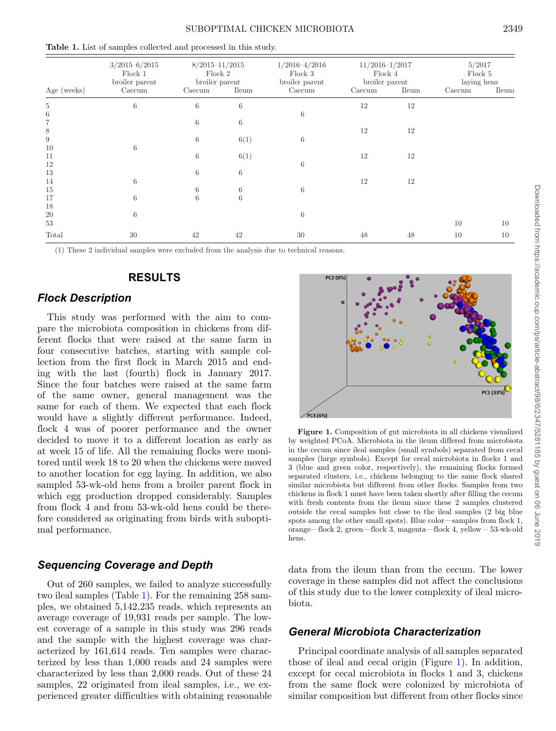**Table 1.** List of samples collected and processed in this study.

| | 3/2015–6/2015 Flock 1 broiler parent | 8/2015–11/2015 Flock 2 broiler parent | | 1/2016–4/2016 Flock 3 broiler parent | 11/2016–1/2017 Flock 4 broiler parent | | 5/2017 Flock 5 laying hens | |
|---|---|---|---|---|---|---|---|---|
| Age (weeks) | Caecum | Caecum | Ileum | Caecum | Caecum | Ileum | Caecum | Ileum |
| 5 | 6 | 6 | 6 | | 12 | 12 | | |
| 6 | | | | 6 | | | | |
| 7 | | 6 | 6 | | | | | |
| 8 | | | | | 12 | 12 | | |
| 9 | | 6 | 6(1) | 6 | | | | |
| 10 | 6 | | | | | | | |
| 11 | | 6 | 6(1) | | 12 | 12 | | |
| 12 | | | | 6 | | | | |
| 13 | | 6 | 6 | | | | | |
| 14 | 6 | | | | 12 | 12 | | |
| 15 | | 6 | 6 | 6 | | | | |
| 17 | 6 | 6 | 6 | | | | | |
| 18 | | | | | | | | |
| 20 | 6 | | | 6 | | | | |
| 53 | | | | | | | 10 | 10 |
| Total | 30 | 42 | 42 | 30 | 48 | 48 | 10 | 10 |

(1) These 2 individual samples were excluded from the analysis due to technical reasons.

## RESULTS

### Flock Description

This study was performed with the aim to compare the microbiota composition in chickens from different flocks that were raised at the same farm in four consecutive batches, starting with sample collection from the first flock in March 2015 and ending with the last (fourth) flock in January 2017. Since the four batches were raised at the same farm of the same owner, general management was the same for each of them. We expected that each flock would have a slightly different performance. Indeed, flock 4 was of poorer performance and the owner decided to move it to a different location as early as at week 15 of life. All the remaining flocks were monitored until week 18 to 20 when the chickens were moved to another location for egg laying. In addition, we also sampled 53-wk-old hens from a broiler parent flock in which egg production dropped considerably. Samples from flock 4 and from 53-wk-old hens could be therefore considered as originating from birds with suboptimal performance.

### Sequencing Coverage and Depth

Out of 260 samples, we failed to analyze successfully two ileal samples (Table 1). For the remaining 258 samples, we obtained 5,142,235 reads, which represents an average coverage of 19,931 reads per sample. The lowest coverage of a sample in this study was 296 reads and the sample with the highest coverage was characterized by 161,614 reads. Ten samples were characterized by less than 1,000 reads and 24 samples were characterized by less than 2,000 reads. Out of these 24 samples, 22 originated from ileal samples, i.e., we experienced greater difficulties with obtaining reasonable data from the ileum than from the cecum. The lower coverage in these samples did not affect the conclusions of this study due to the lower complexity of ileal microbiota.

**Figure 1.** Composition of gut microbiota in all chickens visualized by weighted PCoA. Microbiota in the ileum differed from microbiota in the cecum since ileal samples (small symbols) separated from cecal samples (large symbols). Except for cecal microbiota in flocks 1 and 3 (blue and green color, respectively), the remaining flocks formed separated clusters, i.e., chickens belonging to the same flock shared similar microbiota but different from other flocks. Samples from two chickens in flock 1 must have been taken shortly after filling the cecum with fresh contents from the ileum since these 2 samples clustered outside the cecal samples but close to the ileal samples (2 big blue spots among the other small spots). Blue color—samples from flock 1, orange—flock 2, green—flock 3, magenta—flock 4, yellow – 53-wk-old hens.

### General Microbiota Characterization

Principal coordinate analysis of all samples separated those of ileal and cecal origin (Figure 1). In addition, except for cecal microbiota in flocks 1 and 3, chickens from the same flock were colonized by microbiota of similar composition but different from other flocks since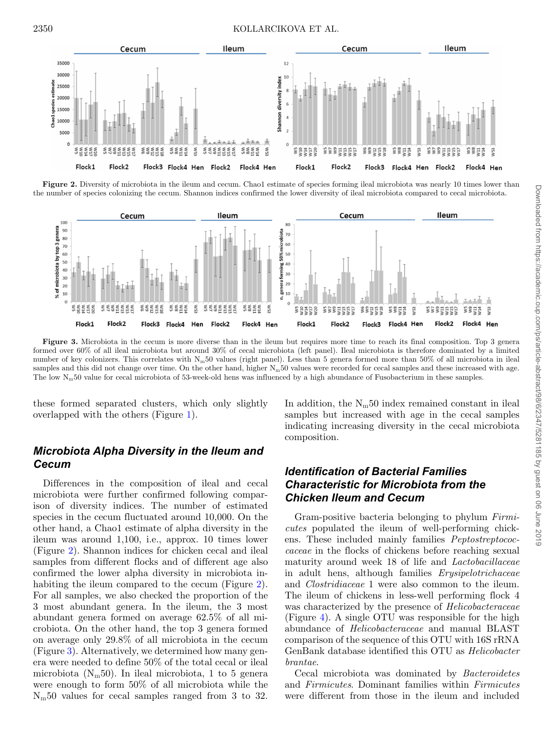**Figure 2.** Diversity of microbiota in the ileum and cecum. Chao1 estimate of species forming ileal microbiota was nearly 10 times lower than the number of species colonizing the cecum. Shannon indices confirmed the lower diversity of ileal microbiota compared to cecal microbiota.

**Figure 3.** Microbiota in the cecum is more diverse than in the ileum but requires more time to reach its final composition. Top 3 genera formed over 60% of all ileal microbiota but around 30% of cecal microbiota (left panel). Ileal microbiota is therefore dominated by a limited number of key colonizers. This correlates with $N_m50$ values (right panel). Less than 5 genera formed more than 50% of all microbiota in ileal samples and this did not change over time. On the other hand, higher $N_m50$ values were recorded for cecal samples and these increased with age. The low $N_m50$ value for cecal microbiota of 53-week-old hens was influenced by a high abundance of Fusobacterium in these samples.

these formed separated clusters, which only slightly overlapped with the others (Figure 1).

## Microbiota Alpha Diversity in the Ileum and Cecum

Differences in the composition of ileal and cecal microbiota were further confirmed following comparison of diversity indices. The number of estimated species in the cecum fluctuated around 10,000. On the other hand, a Chao1 estimate of alpha diversity in the ileum was around 1,100, i.e., approx. 10 times lower (Figure 2). Shannon indices for chicken cecal and ileal samples from different flocks and of different age also confirmed the lower alpha diversity in microbiota inhabiting the ileum compared to the cecum (Figure 2). For all samples, we also checked the proportion of the 3 most abundant genera. In the ileum, the 3 most abundant genera formed on average 62.5% of all microbiota. On the other hand, the top 3 genera formed on average only 29.8% of all microbiota in the cecum (Figure 3). Alternatively, we determined how many genera were needed to define 50% of the total cecal or ileal microbiota ($N_m50$). In ileal microbiota, 1 to 5 genera were enough to form 50% of all microbiota while the $N_m50$ values for cecal samples ranged from 3 to 32. In addition, the $N_m50$ index remained constant in ileal samples but increased with age in the cecal samples indicating increasing diversity in the cecal microbiota composition.

## Identification of Bacterial Families Characteristic for Microbiota from the Chicken Ileum and Cecum

Gram-positive bacteria belonging to phylum *Firmicutes* populated the ileum of well-performing chickens. These included mainly families *Peptostreptococcaceae* in the flocks of chickens before reaching sexual maturity around week 18 of life and *Lactobacillaceae* in adult hens, although families *Erysipelotrichaceae* and *Clostridiaceae* 1 were also common to the ileum. The ileum of chickens in less-well performing flock 4 was characterized by the presence of *Helicobacteraceae* (Figure 4). A single OTU was responsible for the high abundance of *Helicobacteraceae* and manual BLAST comparison of the sequence of this OTU with 16S rRNA GenBank database identified this OTU as *Helicobacter brantae*.

Cecal microbiota was dominated by *Bacteroidetes* and *Firmicutes*. Dominant families within *Firmicutes* were different from those in the ileum and included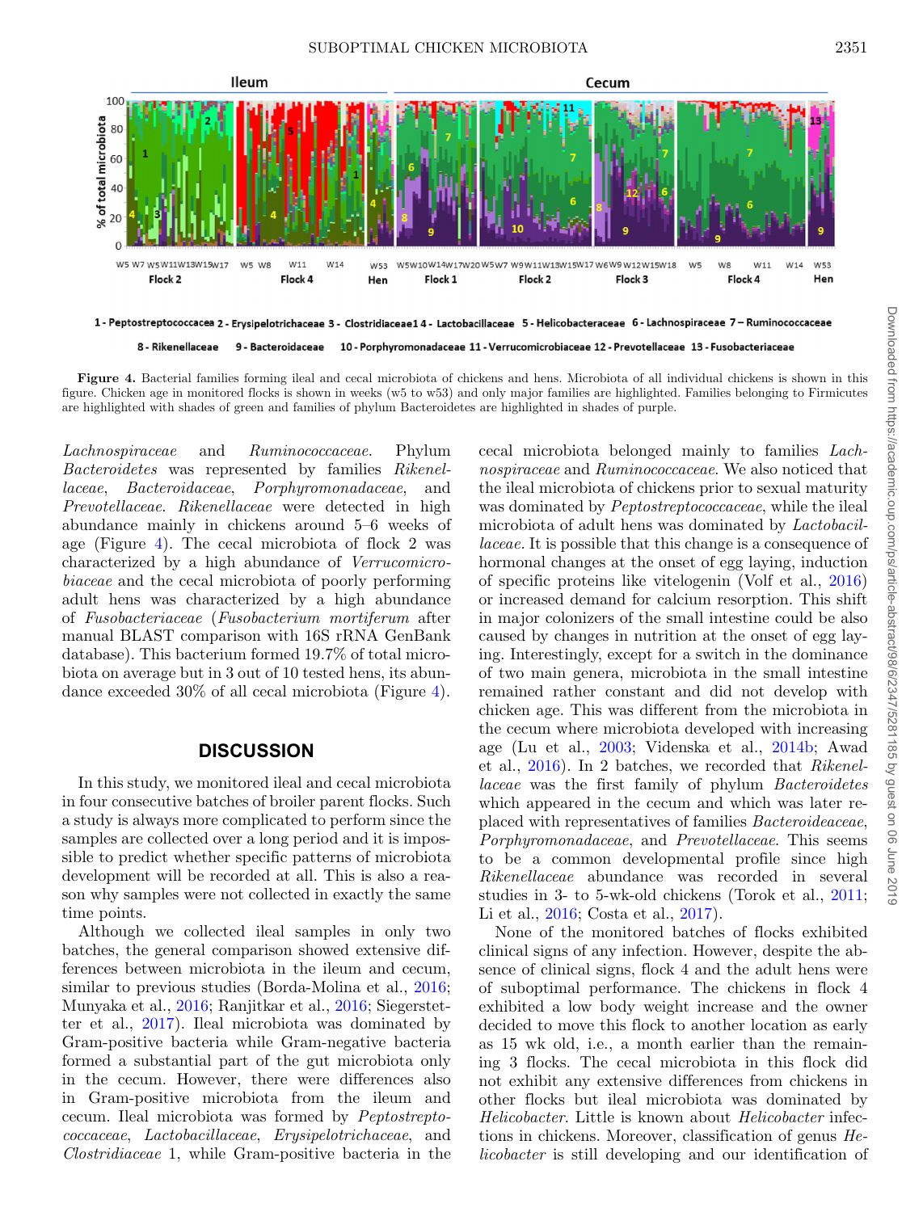**Figure 4.** Bacterial families forming ileal and cecal microbiota of chickens and hens. Microbiota of all individual chickens is shown in this figure. Chicken age in monitored flocks is shown in weeks (w5 to w53) and only major families are highlighted. Families belonging to Firmicutes are highlighted with shades of green and families of phylum Bacteroidetes are highlighted in shades of purple.

*Lachnospiraceae* and *Ruminococcaceae*. Phylum *Bacteroidetes* was represented by families *Rikenellaceae*, *Bacteroidaceae*, *Porphyromonadaceae*, and *Prevotellaceae*. *Rikenellaceae* were detected in high abundance mainly in chickens around 5–6 weeks of age (Figure 4). The cecal microbiota of flock 2 was characterized by a high abundance of *Verrucomicrobiaceae* and the cecal microbiota of poorly performing adult hens was characterized by a high abundance of *Fusobacteriaceae* (*Fusobacterium mortiferum* after manual BLAST comparison with 16S rRNA GenBank database). This bacterium formed 19.7% of total microbiota on average but in 3 out of 10 tested hens, its abundance exceeded 30% of all cecal microbiota (Figure 4).

## DISCUSSION

In this study, we monitored ileal and cecal microbiota in four consecutive batches of broiler parent flocks. Such a study is always more complicated to perform since the samples are collected over a long period and it is impossible to predict whether specific patterns of microbiota development will be recorded at all. This is also a reason why samples were not collected in exactly the same time points.

Although we collected ileal samples in only two batches, the general comparison showed extensive differences between microbiota in the ileum and cecum, similar to previous studies (Borda-Molina et al., 2016; Munyaka et al., 2016; Ranjitkar et al., 2016; Siegerstetter et al., 2017). Ileal microbiota was dominated by Gram-positive bacteria while Gram-negative bacteria formed a substantial part of the gut microbiota only in the cecum. However, there were differences also in Gram-positive microbiota from the ileum and cecum. Ileal microbiota was formed by *Peptostreptococcaceae*, *Lactobacillaceae*, *Erysipelotrichaceae*, and *Clostridiaceae* 1, while Gram-positive bacteria in the cecal microbiota belonged mainly to families *Lachnospiraceae* and *Ruminococcaceae*. We also noticed that the ileal microbiota of chickens prior to sexual maturity was dominated by *Peptostreptococcaceae*, while the ileal microbiota of adult hens was dominated by *Lactobacillaceae*. It is possible that this change is a consequence of hormonal changes at the onset of egg laying, induction of specific proteins like vitelogenin (Volf et al., 2016) or increased demand for calcium resorption. This shift in major colonizers of the small intestine could be also caused by changes in nutrition at the onset of egg laying. Interestingly, except for a switch in the dominance of two main genera, microbiota in the small intestine remained rather constant and did not develop with chicken age. This was different from the microbiota in the cecum where microbiota developed with increasing age (Lu et al., 2003; Videnska et al., 2014b; Awad et al., 2016). In 2 batches, we recorded that *Rikenellaceae* was the first family of phylum *Bacteroidetes* which appeared in the cecum and which was later replaced with representatives of families *Bacteroideaceae*, *Porphyromonadaceae*, and *Prevotellaceae*. This seems to be a common developmental profile since high *Rikenellaceae* abundance was recorded in several studies in 3- to 5-wk-old chickens (Torok et al., 2011; Li et al., 2016; Costa et al., 2017).

None of the monitored batches of flocks exhibited clinical signs of any infection. However, despite the absence of clinical signs, flock 4 and the adult hens were of suboptimal performance. The chickens in flock 4 exhibited a low body weight increase and the owner decided to move this flock to another location as early as 15 wk old, i.e., a month earlier than the remaining 3 flocks. The cecal microbiota in this flock did not exhibit any extensive differences from chickens in other flocks but ileal microbiota was dominated by *Helicobacter*. Little is known about *Helicobacter* infections in chickens. Moreover, classification of genus *Helicobacter* is still developing and our identification of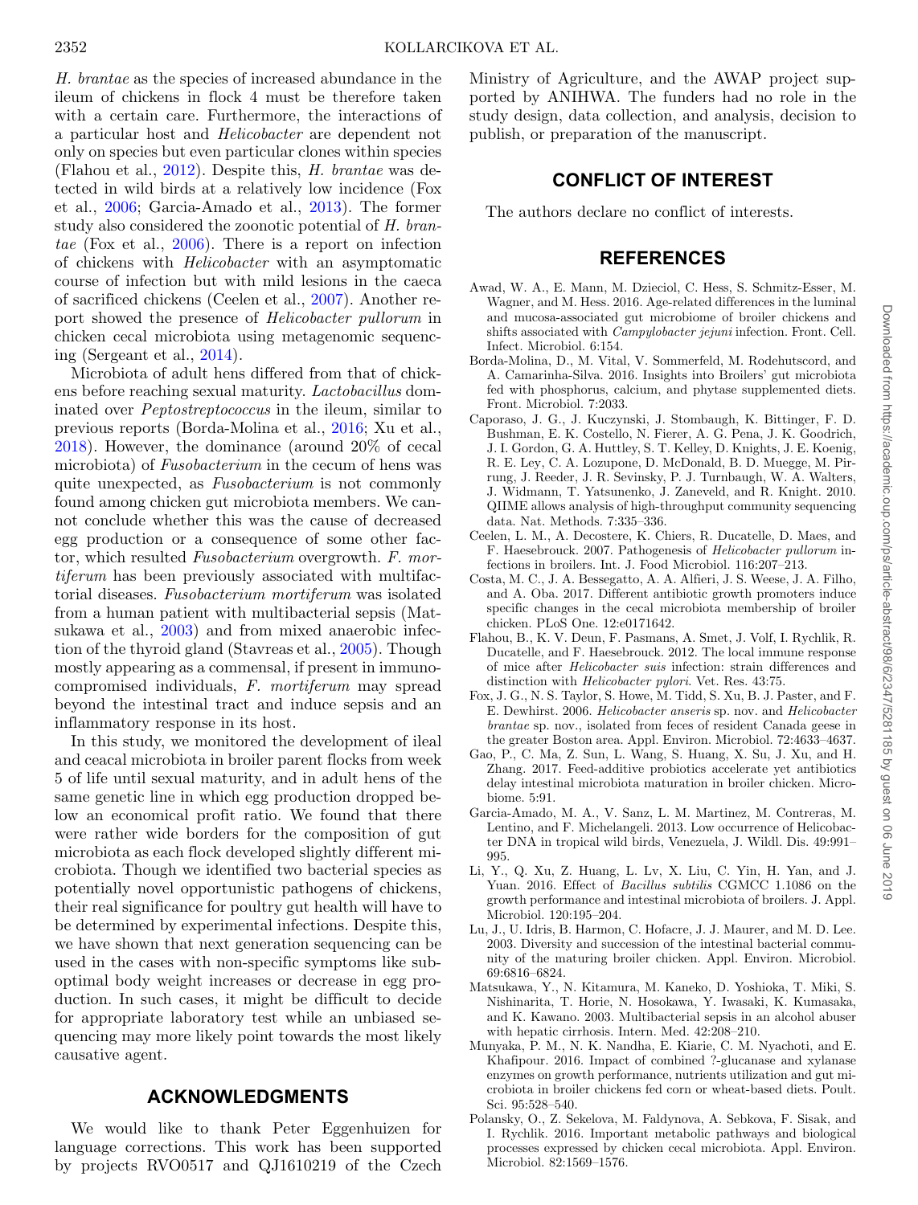*H. brantae* as the species of increased abundance in the ileum of chickens in flock 4 must be therefore taken with a certain care. Furthermore, the interactions of a particular host and *Helicobacter* are dependent not only on species but even particular clones within species (Flahou et al., 2012). Despite this, *H. brantae* was detected in wild birds at a relatively low incidence (Fox et al., 2006; Garcia-Amado et al., 2013). The former study also considered the zoonotic potential of *H. brantae* (Fox et al., 2006). There is a report on infection of chickens with *Helicobacter* with an asymptomatic course of infection but with mild lesions in the caeca of sacrificed chickens (Ceelen et al., 2007). Another report showed the presence of *Helicobacter pullorum* in chicken cecal microbiota using metagenomic sequencing (Sergeant et al., 2014).

Microbiota of adult hens differed from that of chickens before reaching sexual maturity. *Lactobacillus* dominated over *Peptostreptococcus* in the ileum, similar to previous reports (Borda-Molina et al., 2016; Xu et al., 2018). However, the dominance (around 20% of cecal microbiota) of *Fusobacterium* in the cecum of hens was quite unexpected, as *Fusobacterium* is not commonly found among chicken gut microbiota members. We cannot conclude whether this was the cause of decreased egg production or a consequence of some other factor, which resulted *Fusobacterium* overgrowth. *F. mortiferum* has been previously associated with multifactorial diseases. *Fusobacterium mortiferum* was isolated from a human patient with multibacterial sepsis (Matsukawa et al., 2003) and from mixed anaerobic infection of the thyroid gland (Stavreas et al., 2005). Though mostly appearing as a commensal, if present in immunocompromised individuals, *F. mortiferum* may spread beyond the intestinal tract and induce sepsis and an inflammatory response in its host.

In this study, we monitored the development of ileal and ceacal microbiota in broiler parent flocks from week 5 of life until sexual maturity, and in adult hens of the same genetic line in which egg production dropped below an economical profit ratio. We found that there were rather wide borders for the composition of gut microbiota as each flock developed slightly different microbiota. Though we identified two bacterial species as potentially novel opportunistic pathogens of chickens, their real significance for poultry gut health will have to be determined by experimental infections. Despite this, we have shown that next generation sequencing can be used in the cases with non-specific symptoms like suboptimal body weight increases or decrease in egg production. In such cases, it might be difficult to decide for appropriate laboratory test while an unbiased sequencing may more likely point towards the most likely causative agent.

## ACKNOWLEDGMENTS

We would like to thank Peter Eggenhuizen for language corrections. This work has been supported by projects RVO0517 and QJ1610219 of the Czech Ministry of Agriculture, and the AWAP project supported by ANIHWA. The funders had no role in the study design, data collection, and analysis, decision to publish, or preparation of the manuscript.

## CONFLICT OF INTEREST

The authors declare no conflict of interests.

## REFERENCES

Awad, W. A., E. Mann, M. Dzieciol, C. Hess, S. Schmitz-Esser, M. Wagner, and M. Hess. 2016. Age-related differences in the luminal and mucosa-associated gut microbiome of broiler chickens and shifts associated with *Campylobacter jejuni* infection. Front. Cell. Infect. Microbiol. 6:154.

Borda-Molina, D., M. Vital, V. Sommerfeld, M. Rodehutscord, and A. Camarinha-Silva. 2016. Insights into Broilers' gut microbiota fed with phosphorus, calcium, and phytase supplemented diets. Front. Microbiol. 7:2033.

Caporaso, J. G., J. Kuczynski, J. Stombaugh, K. Bittinger, F. D. Bushman, E. K. Costello, N. Fierer, A. G. Pena, J. K. Goodrich, J. I. Gordon, G. A. Huttley, S. T. Kelley, D. Knights, J. E. Koenig, R. E. Ley, C. A. Lozupone, D. McDonald, B. D. Muegge, M. Pirrung, J. Reeder, J. R. Sevinsky, P. J. Turnbaugh, W. A. Walters, J. Widmann, T. Yatsunenko, J. Zaneveld, and R. Knight. 2010. QIIME allows analysis of high-throughput community sequencing data. Nat. Methods. 7:335–336.

Ceelen, L. M., A. Decostere, K. Chiers, R. Ducatelle, D. Maes, and F. Haesebrouck. 2007. Pathogenesis of *Helicobacter pullorum* infections in broilers. Int. J. Food Microbiol. 116:207–213.

Costa, M. C., J. A. Bessegatto, A. A. Alfieri, J. S. Weese, J. A. Filho, and A. Oba. 2017. Different antibiotic growth promoters induce specific changes in the cecal microbiota membership of broiler chicken. PLoS One. 12:e0171642.

Flahou, B., K. V. Deun, F. Pasmans, A. Smet, J. Volf, I. Rychlik, R. Ducatelle, and F. Haesebrouck. 2012. The local immune response of mice after *Helicobacter suis* infection: strain differences and distinction with *Helicobacter pylori*. Vet. Res. 43:75.

Fox, J. G., N. S. Taylor, S. Howe, M. Tidd, S. Xu, B. J. Paster, and F. E. Dewhirst. 2006. *Helicobacter anseris* sp. nov. and *Helicobacter brantae* sp. nov., isolated from feces of resident Canada geese in the greater Boston area. Appl. Environ. Microbiol. 72:4633–4637.

Gao, P., C. Ma, Z. Sun, L. Wang, S. Huang, X. Su, J. Xu, and H. Zhang. 2017. Feed-additive probiotics accelerate yet antibiotics delay intestinal microbiota maturation in broiler chicken. Microbiome. 5:91.

Garcia-Amado, M. A., V. Sanz, L. M. Martinez, M. Contreras, M. Lentino, and F. Michelangeli. 2013. Low occurrence of Helicobacter DNA in tropical wild birds, Venezuela, J. Wildl. Dis. 49:991–995.

Li, Y., Q. Xu, Z. Huang, L. Lv, X. Liu, C. Yin, H. Yan, and J. Yuan. 2016. Effect of *Bacillus subtilis* CGMCC 1.1086 on the growth performance and intestinal microbiota of broilers. J. Appl. Microbiol. 120:195–204.

Lu, J., U. Idris, B. Harmon, C. Hofacre, J. J. Maurer, and M. D. Lee. 2003. Diversity and succession of the intestinal bacterial community of the maturing broiler chicken. Appl. Environ. Microbiol. 69:6816–6824.

Matsukawa, Y., N. Kitamura, M. Kaneko, D. Yoshioka, T. Miki, S. Nishinarita, T. Horie, N. Hosokawa, Y. Iwasaki, K. Kumasaka, and K. Kawano. 2003. Multibacterial sepsis in an alcohol abuser with hepatic cirrhosis. Intern. Med. 42:208–210.

Munyaka, P. M., N. K. Nandha, E. Kiarie, C. M. Nyachoti, and E. Khafipour. 2016. Impact of combined ?-glucanase and xylanase enzymes on growth performance, nutrients utilization and gut microbiota in broiler chickens fed corn or wheat-based diets. Poult. Sci. 95:528–540.

Polansky, O., Z. Sekelova, M. Faldynova, A. Sebkova, F. Sisak, and I. Rychlik. 2016. Important metabolic pathways and biological processes expressed by chicken cecal microbiota. Appl. Environ. Microbiol. 82:1569–1576.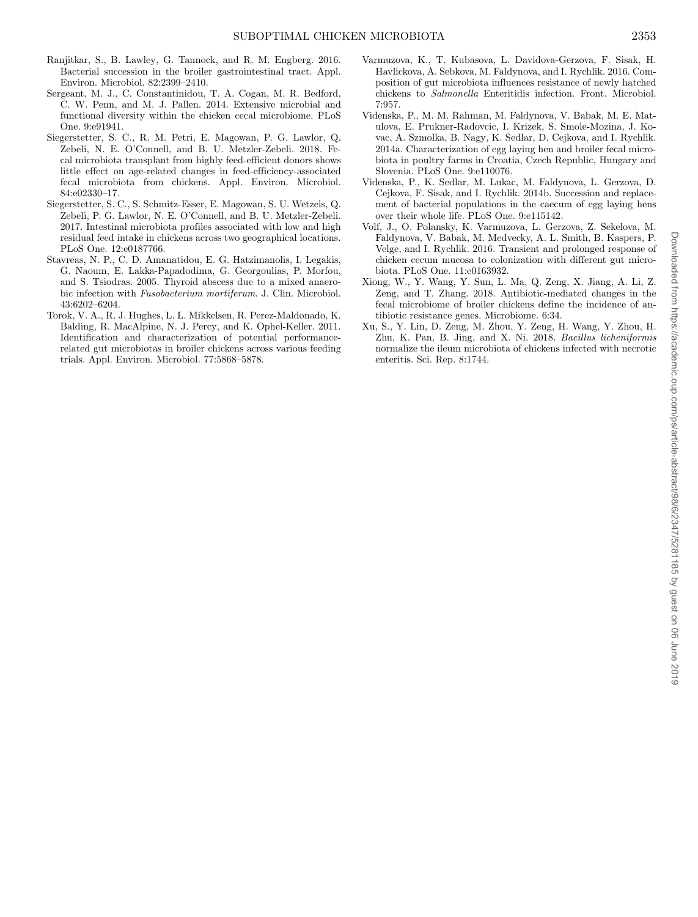Ranjitkar, S., B. Lawley, G. Tannock, and R. M. Engberg. 2016. Bacterial succession in the broiler gastrointestinal tract. Appl. Environ. Microbiol. 82:2399–2410.

Sergeant, M. J., C. Constantinidou, T. A. Cogan, M. R. Bedford, C. W. Penn, and M. J. Pallen. 2014. Extensive microbial and functional diversity within the chicken cecal microbiome. PLoS One. 9:e91941.

Siegerstetter, S. C., R. M. Petri, E. Magowan, P. G. Lawlor, Q. Zebeli, N. E. O'Connell, and B. U. Metzler-Zebeli. 2018. Fecal microbiota transplant from highly feed-efficient donors shows little effect on age-related changes in feed-efficiency-associated fecal microbiota from chickens. Appl. Environ. Microbiol. 84:e02330–17.

Siegerstetter, S. C., S. Schmitz-Esser, E. Magowan, S. U. Wetzels, Q. Zebeli, P. G. Lawlor, N. E. O'Connell, and B. U. Metzler-Zebeli. 2017. Intestinal microbiota profiles associated with low and high residual feed intake in chickens across two geographical locations. PLoS One. 12:e0187766.

Stavreas, N. P., C. D. Amanatidou, E. G. Hatzimanolis, I. Legakis, G. Naoum, E. Lakka-Papadodima, G. Georgoulias, P. Morfou, and S. Tsiodras. 2005. Thyroid abscess due to a mixed anaerobic infection with *Fusobacterium mortiferum*. J. Clin. Microbiol. 43:6202–6204.

Torok, V. A., R. J. Hughes, L. L. Mikkelsen, R. Perez-Maldonado, K. Balding, R. MacAlpine, N. J. Percy, and K. Ophel-Keller. 2011. Identification and characterization of potential performance-related gut microbiotas in broiler chickens across various feeding trials. Appl. Environ. Microbiol. 77:5868–5878.

Varmuzova, K., T. Kubasova, L. Davidova-Gerzova, F. Sisak, H. Havlickova, A. Sebkova, M. Faldynova, and I. Rychlik. 2016. Composition of gut microbiota influences resistance of newly hatched chickens to *Salmonella* Enteritidis infection. Front. Microbiol. 7:957.

Videnska, P., M. M. Rahman, M. Faldynova, V. Babak, M. E. Matulova, E. Prukner-Radovcic, I. Krizek, S. Smole-Mozina, J. Kovac, A. Szmolka, B. Nagy, K. Sedlar, D. Cejkova, and I. Rychlik. 2014a. Characterization of egg laying hen and broiler fecal microbiota in poultry farms in Croatia, Czech Republic, Hungary and Slovenia. PLoS One. 9:e110076.

Videnska, P., K. Sedlar, M. Lukac, M. Faldynova, L. Gerzova, D. Cejkova, F. Sisak, and I. Rychlik. 2014b. Succession and replacement of bacterial populations in the caecum of egg laying hens over their whole life. PLoS One. 9:e115142.

Volf, J., O. Polansky, K. Varmuzova, L. Gerzova, Z. Sekelova, M. Faldynova, V. Babak, M. Medvecky, A. L. Smith, B. Kaspers, P. Velge, and I. Rychlik. 2016. Transient and prolonged response of chicken cecum mucosa to colonization with different gut microbiota. PLoS One. 11:e0163932.

Xiong, W., Y. Wang, Y. Sun, L. Ma, Q. Zeng, X. Jiang, A. Li, Z. Zeng, and T. Zhang. 2018. Antibiotic-mediated changes in the fecal microbiome of broiler chickens define the incidence of antibiotic resistance genes. Microbiome. 6:34.

Xu, S., Y. Lin, D. Zeng, M. Zhou, Y. Zeng, H. Wang, Y. Zhou, H. Zhu, K. Pan, B. Jing, and X. Ni. 2018. *Bacillus licheniformis* normalize the ileum microbiota of chickens infected with necrotic enteritis. Sci. Rep. 8:1744.